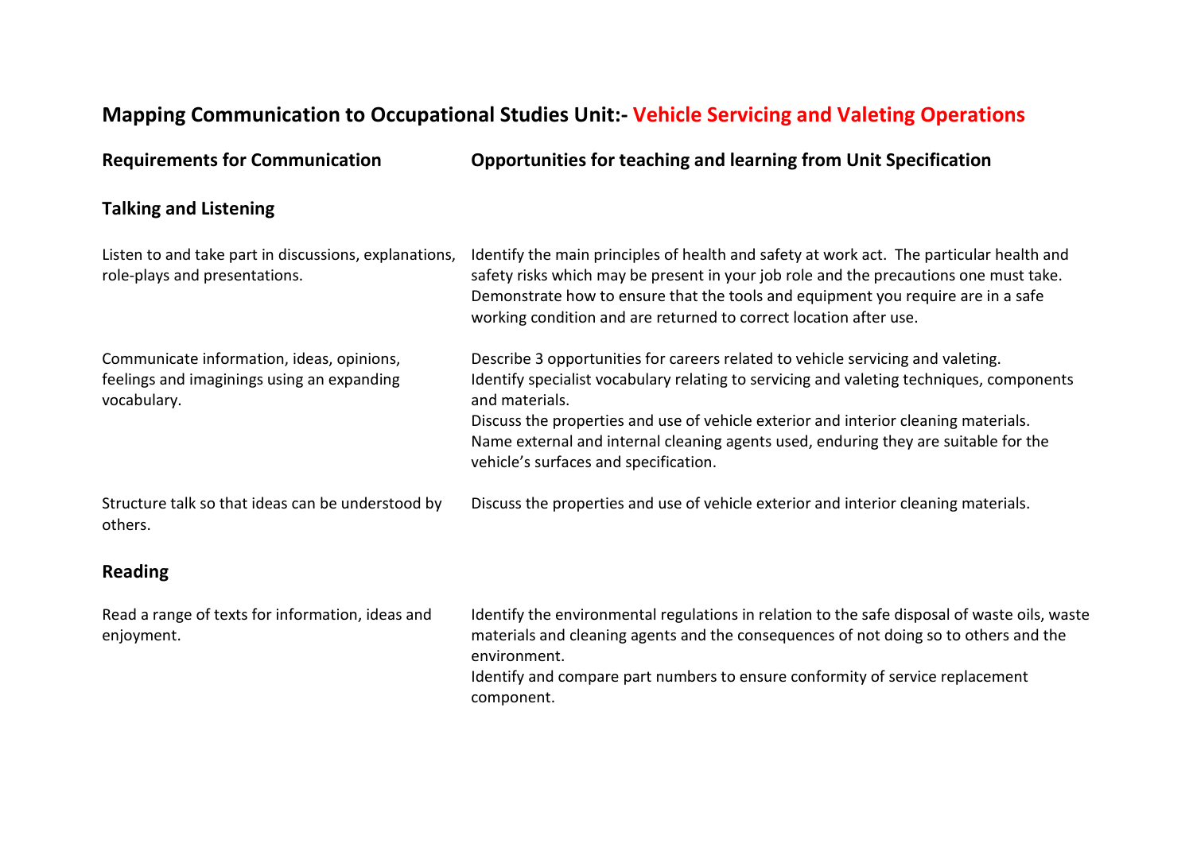# Mapping Communication to Occupational Studies Unit:- Vehicle Servicing and Valeting Operations

| Requirements for Communication | Opportunities for teaching and learning from Unit Specification |
|---|---|
| **Talking and Listening** | |
| Listen to and take part in discussions, explanations, role-plays and presentations. | Identify the main principles of health and safety at work act. The particular health and safety risks which may be present in your job role and the precautions one must take. Demonstrate how to ensure that the tools and equipment you require are in a safe working condition and are returned to correct location after use. |
| Communicate information, ideas, opinions, feelings and imaginings using an expanding vocabulary. | Describe 3 opportunities for careers related to vehicle servicing and valeting.<br>Identify specialist vocabulary relating to servicing and valeting techniques, components and materials.<br>Discuss the properties and use of vehicle exterior and interior cleaning materials.<br>Name external and internal cleaning agents used, enduring they are suitable for the vehicle's surfaces and specification. |
| Structure talk so that ideas can be understood by others. | Discuss the properties and use of vehicle exterior and interior cleaning materials. |
| **Reading** | |
| Read a range of texts for information, ideas and enjoyment. | Identify the environmental regulations in relation to the safe disposal of waste oils, waste materials and cleaning agents and the consequences of not doing so to others and the environment.<br>Identify and compare part numbers to ensure conformity of service replacement component. |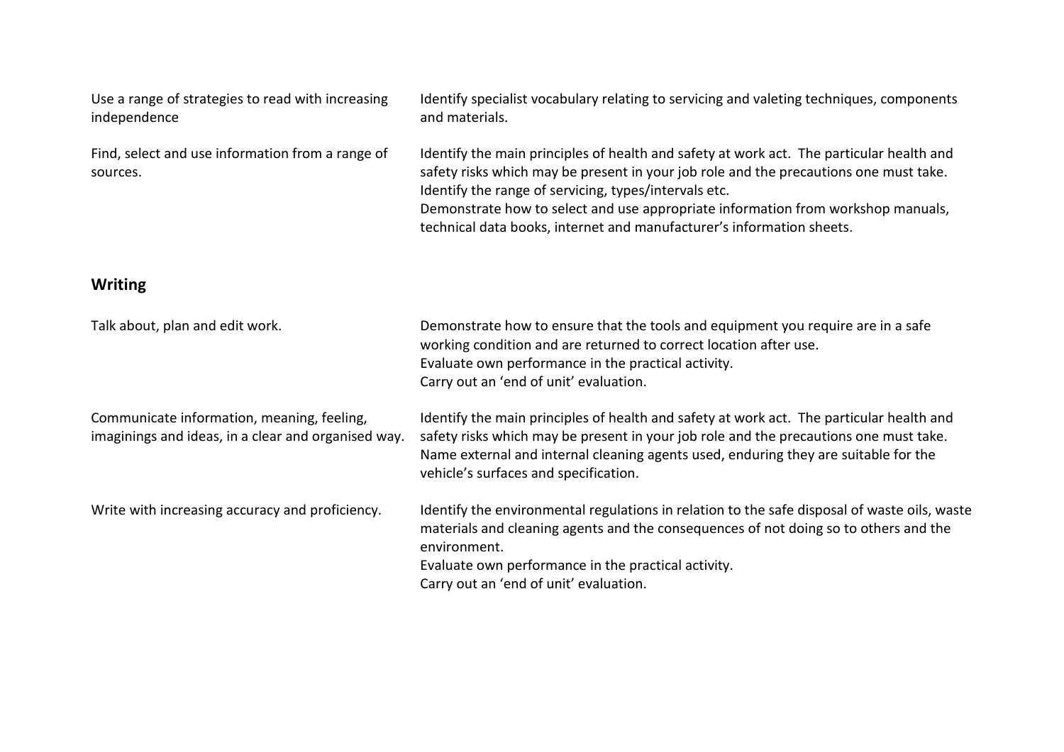| | |
|---|---|
| Use a range of strategies to read with increasing independence | Identify specialist vocabulary relating to servicing and valeting techniques, components and materials. |
| Find, select and use information from a range of sources. | Identify the main principles of health and safety at work act. The particular health and safety risks which may be present in your job role and the precautions one must take.<br>Identify the range of servicing, types/intervals etc.<br>Demonstrate how to select and use appropriate information from workshop manuals, technical data books, internet and manufacturer's information sheets. |

## Writing

| | |
|---|---|
| Talk about, plan and edit work. | Demonstrate how to ensure that the tools and equipment you require are in a safe working condition and are returned to correct location after use.<br>Evaluate own performance in the practical activity.<br>Carry out an 'end of unit' evaluation. |
| Communicate information, meaning, feeling, imaginings and ideas, in a clear and organised way. | Identify the main principles of health and safety at work act. The particular health and safety risks which may be present in your job role and the precautions one must take.<br>Name external and internal cleaning agents used, enduring they are suitable for the vehicle's surfaces and specification. |
| Write with increasing accuracy and proficiency. | Identify the environmental regulations in relation to the safe disposal of waste oils, waste materials and cleaning agents and the consequences of not doing so to others and the environment.<br>Evaluate own performance in the practical activity.<br>Carry out an 'end of unit' evaluation. |